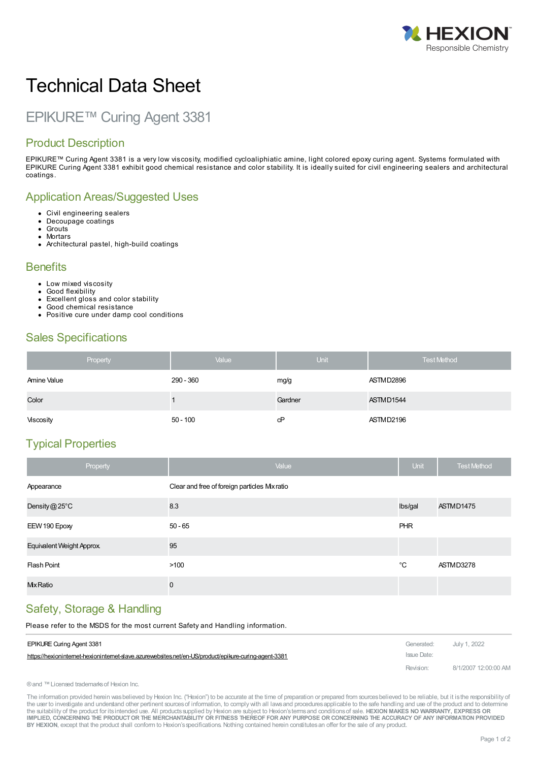HEXION
Responsible Chemistry

# Technical Data Sheet

## EPIKURE™ Curing Agent 3381

## Product Description

EPIKURE™ Curing Agent 3381 is a very low viscosity, modified cycloaliphatic amine, light colored epoxy curing agent. Systems formulated with EPIKURE Curing Agent 3381 exhibit good chemical resistance and color stability. It is ideally suited for civil engineering sealers and architectural coatings.

## Application Areas/Suggested Uses

- Civil engineering sealers
- Decoupage coatings
- Grouts
- Mortars
- Architectural pastel, high-build coatings

## Benefits

- Low mixed viscosity
- Good flexibility
- Excellent gloss and color stability
- Good chemical resistance
- Positive cure under damp cool conditions

## Sales Specifications

| Property | Value | Unit | Test Method |
|---|---|---|---|
| Amine Value | 290 - 360 | mg/g | ASTM D2896 |
| Color | 1 | Gardner | ASTM D1544 |
| Viscosity | 50 - 100 | cP | ASTM D2196 |

## Typical Properties

| Property | Value | Unit | Test Method |
|---|---|---|---|
| Appearance | Clear and free of foreign particles Mix ratio | | |
| Density @ 25°C | 8.3 | lbs/gal | ASTM D1475 |
| EEW 190 Epoxy | 50 - 65 | PHR | |
| Equivalent Weight Approx. | 95 | | |
| Flash Point | >100 | °C | ASTM D3278 |
| Mix Ratio | 0 | | |

## Safety, Storage & Handling

Please refer to the MSDS for the most current Safety and Handling information.

EPIKURE Curing Agent 3381
https://hexioninternet-hexioninternet-slave.azurewebsites.net/en-US/product/epikure-curing-agent-3381

Generated: July 1, 2022
Issue Date:
Revision: 8/1/2007 12:00:00 AM

® and ™ Licensed trademarks of Hexion Inc.

The information provided herein was believed by Hexion Inc. ("Hexion") to be accurate at the time of preparation or prepared from sources believed to be reliable, but it is the responsibility of the user to investigate and understand other pertinent sources of information, to comply with all laws and procedures applicable to the safe handling and use of the product and to determine the suitability of the product for its intended use. All products supplied by Hexion are subject to Hexion's terms and conditions of sale. **HEXION MAKES NO WARRANTY, EXPRESS OR IMPLIED, CONCERNING THE PRODUCT OR THE MERCHANTABILITY OR FITNESS THEREOF FOR ANY PURPOSE OR CONCERNING THE ACCURACY OF ANY INFORMATION PROVIDED BY HEXION**, except that the product shall conform to Hexion's specifications. Nothing contained herein constitutes an offer for the sale of any product.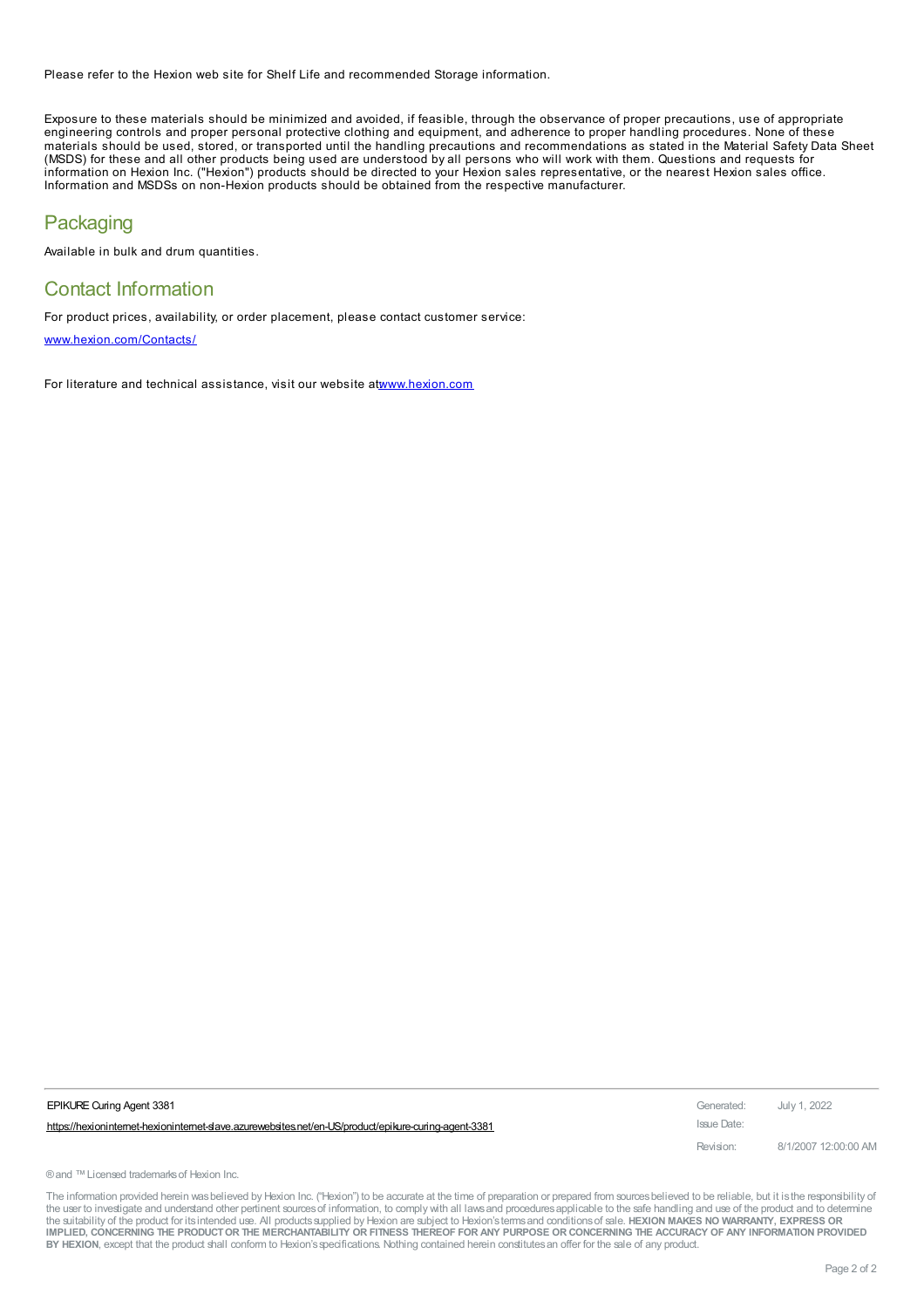Please refer to the Hexion web site for Shelf Life and recommended Storage information.

Exposure to these materials should be minimized and avoided, if feasible, through the observance of proper precautions, use of appropriate engineering controls and proper personal protective clothing and equipment, and adherence to proper handling procedures. None of these materials should be used, stored, or transported until the handling precautions and recommendations as stated in the Material Safety Data Sheet (MSDS) for these and all other products being used are understood by all persons who will work with them. Questions and requests for information on Hexion Inc. ("Hexion") products should be directed to your Hexion sales representative, or the nearest Hexion sales office. Information and MSDSs on non-Hexion products should be obtained from the respective manufacturer.

## Packaging

Available in bulk and drum quantities.

## Contact Information

For product prices, availability, or order placement, please contact customer service:

www.hexion.com/Contacts/

For literature and technical assistance, visit our website at www.hexion.com

| | | |
|---|---|---|
| EPIKURE Curing Agent 3381 | Generated: | July 1, 2022 |
| https://hexioninternet-hexioninternet-slave.azurewebsites.net/en-US/product/epikure-curing-agent-3381 | Issue Date: | |
| | Revision: | 8/1/2007 12:00:00 AM |

® and ™ Licensed trademarks of Hexion Inc.

The information provided herein was believed by Hexion Inc. ("Hexion") to be accurate at the time of preparation or prepared from sources believed to be reliable, but it is the responsibility of the user to investigate and understand other pertinent sources of information, to comply with all laws and procedures applicable to the safe handling and use of the product and to determine the suitability of the product for its intended use. All products supplied by Hexion are subject to Hexion's terms and conditions of sale. **HEXION MAKES NO WARRANTY, EXPRESS OR IMPLIED, CONCERNING THE PRODUCT OR THE MERCHANTABILITY OR FITNESS THEREOF FOR ANY PURPOSE OR CONCERNING THE ACCURACY OF ANY INFORMATION PROVIDED BY HEXION**, except that the product shall conform to Hexion's specifications. Nothing contained herein constitutes an offer for the sale of any product.